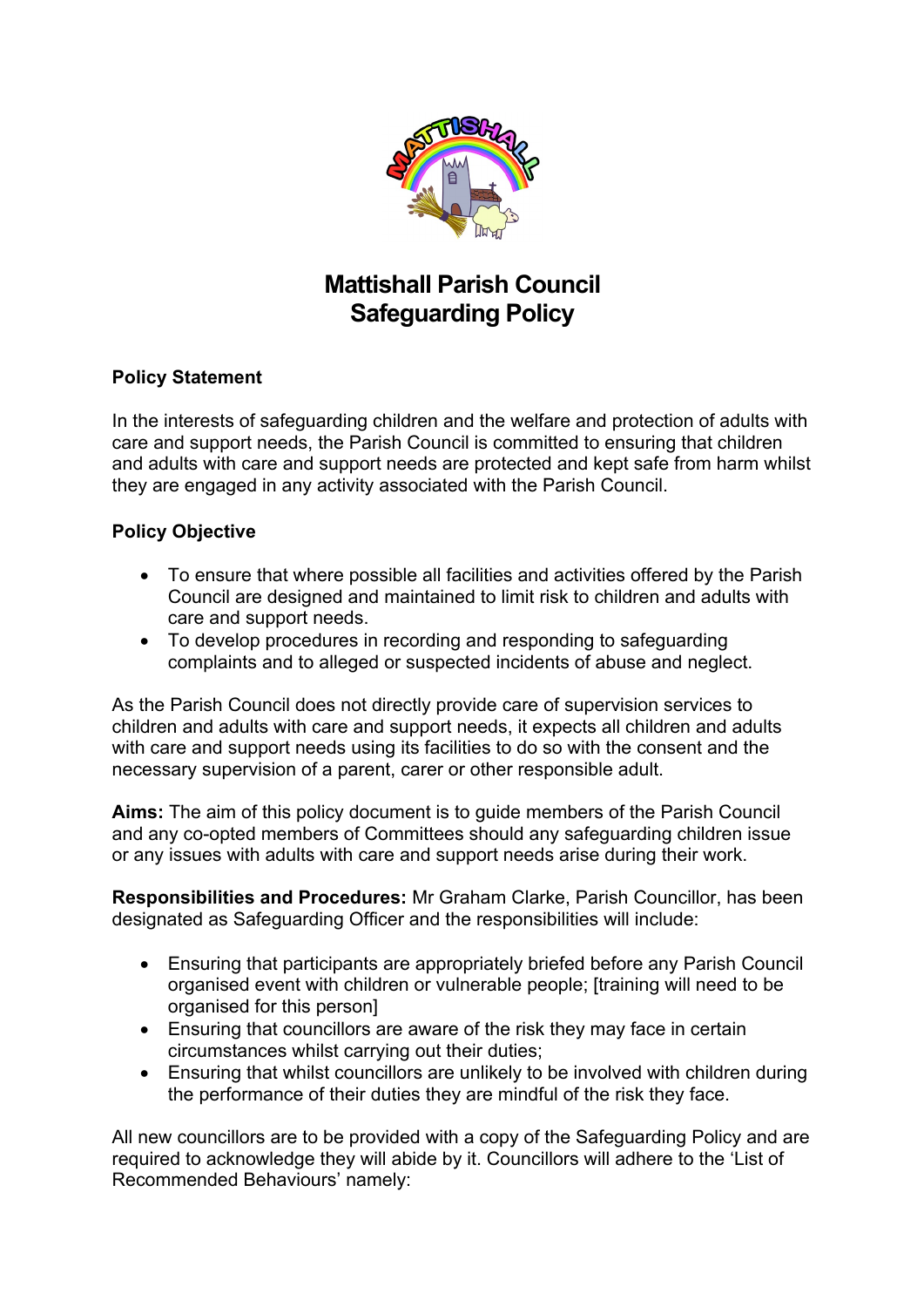# Mattishall Parish Council
# Safeguarding Policy

**Policy Statement**

In the interests of safeguarding children and the welfare and protection of adults with care and support needs, the Parish Council is committed to ensuring that children and adults with care and support needs are protected and kept safe from harm whilst they are engaged in any activity associated with the Parish Council.

**Policy Objective**

- To ensure that where possible all facilities and activities offered by the Parish Council are designed and maintained to limit risk to children and adults with care and support needs.
- To develop procedures in recording and responding to safeguarding complaints and to alleged or suspected incidents of abuse and neglect.

As the Parish Council does not directly provide care of supervision services to children and adults with care and support needs, it expects all children and adults with care and support needs using its facilities to do so with the consent and the necessary supervision of a parent, carer or other responsible adult.

**Aims:** The aim of this policy document is to guide members of the Parish Council and any co-opted members of Committees should any safeguarding children issue or any issues with adults with care and support needs arise during their work.

**Responsibilities and Procedures:** Mr Graham Clarke, Parish Councillor, has been designated as Safeguarding Officer and the responsibilities will include:

- Ensuring that participants are appropriately briefed before any Parish Council organised event with children or vulnerable people; [training will need to be organised for this person]
- Ensuring that councillors are aware of the risk they may face in certain circumstances whilst carrying out their duties;
- Ensuring that whilst councillors are unlikely to be involved with children during the performance of their duties they are mindful of the risk they face.

All new councillors are to be provided with a copy of the Safeguarding Policy and are required to acknowledge they will abide by it. Councillors will adhere to the 'List of Recommended Behaviours' namely: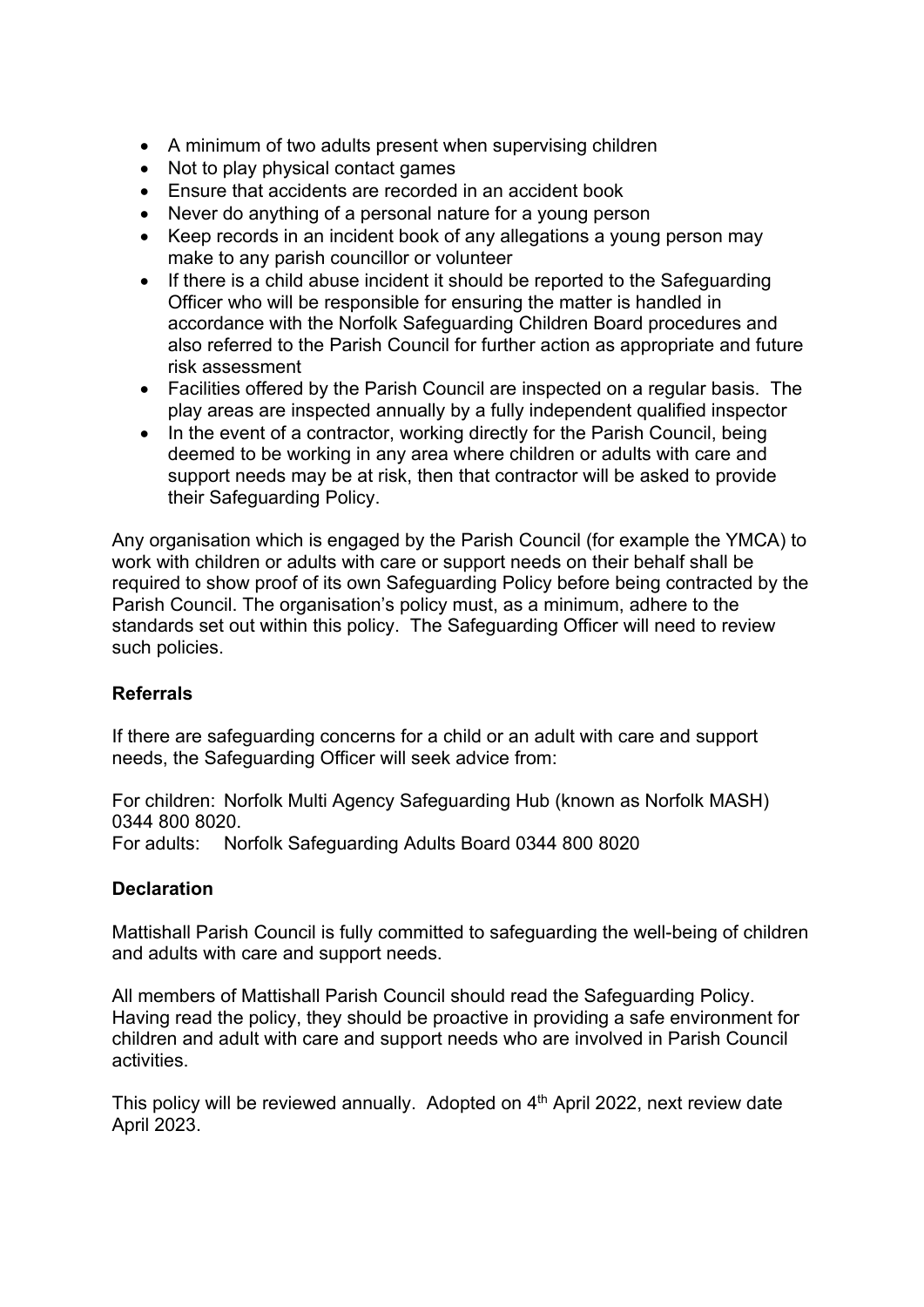- A minimum of two adults present when supervising children
- Not to play physical contact games
- Ensure that accidents are recorded in an accident book
- Never do anything of a personal nature for a young person
- Keep records in an incident book of any allegations a young person may make to any parish councillor or volunteer
- If there is a child abuse incident it should be reported to the Safeguarding Officer who will be responsible for ensuring the matter is handled in accordance with the Norfolk Safeguarding Children Board procedures and also referred to the Parish Council for further action as appropriate and future risk assessment
- Facilities offered by the Parish Council are inspected on a regular basis. The play areas are inspected annually by a fully independent qualified inspector
- In the event of a contractor, working directly for the Parish Council, being deemed to be working in any area where children or adults with care and support needs may be at risk, then that contractor will be asked to provide their Safeguarding Policy.

Any organisation which is engaged by the Parish Council (for example the YMCA) to work with children or adults with care or support needs on their behalf shall be required to show proof of its own Safeguarding Policy before being contracted by the Parish Council. The organisation's policy must, as a minimum, adhere to the standards set out within this policy. The Safeguarding Officer will need to review such policies.

## Referrals

If there are safeguarding concerns for a child or an adult with care and support needs, the Safeguarding Officer will seek advice from:

For children: Norfolk Multi Agency Safeguarding Hub (known as Norfolk MASH) 0344 800 8020.
For adults: Norfolk Safeguarding Adults Board 0344 800 8020

## Declaration

Mattishall Parish Council is fully committed to safeguarding the well-being of children and adults with care and support needs.

All members of Mattishall Parish Council should read the Safeguarding Policy. Having read the policy, they should be proactive in providing a safe environment for children and adult with care and support needs who are involved in Parish Council activities.

This policy will be reviewed annually. Adopted on 4th April 2022, next review date April 2023.